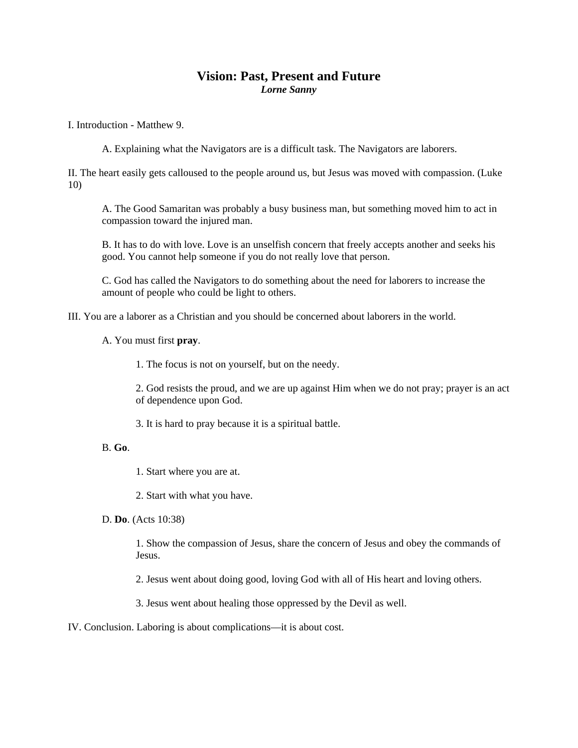# Vision: Past, Present and Future

***Lorne Sanny***

I. Introduction - Matthew 9.

A. Explaining what the Navigators are is a difficult task. The Navigators are laborers.

II. The heart easily gets calloused to the people around us, but Jesus was moved with compassion. (Luke 10)

A. The Good Samaritan was probably a busy business man, but something moved him to act in compassion toward the injured man.

B. It has to do with love. Love is an unselfish concern that freely accepts another and seeks his good. You cannot help someone if you do not really love that person.

C. God has called the Navigators to do something about the need for laborers to increase the amount of people who could be light to others.

III. You are a laborer as a Christian and you should be concerned about laborers in the world.

A. You must first **pray**.

1. The focus is not on yourself, but on the needy.

2. God resists the proud, and we are up against Him when we do not pray; prayer is an act of dependence upon God.

3. It is hard to pray because it is a spiritual battle.

B. **Go**.

1. Start where you are at.

2. Start with what you have.

D. **Do**. (Acts 10:38)

1. Show the compassion of Jesus, share the concern of Jesus and obey the commands of Jesus.

2. Jesus went about doing good, loving God with all of His heart and loving others.

3. Jesus went about healing those oppressed by the Devil as well.

IV. Conclusion. Laboring is about complications—it is about cost.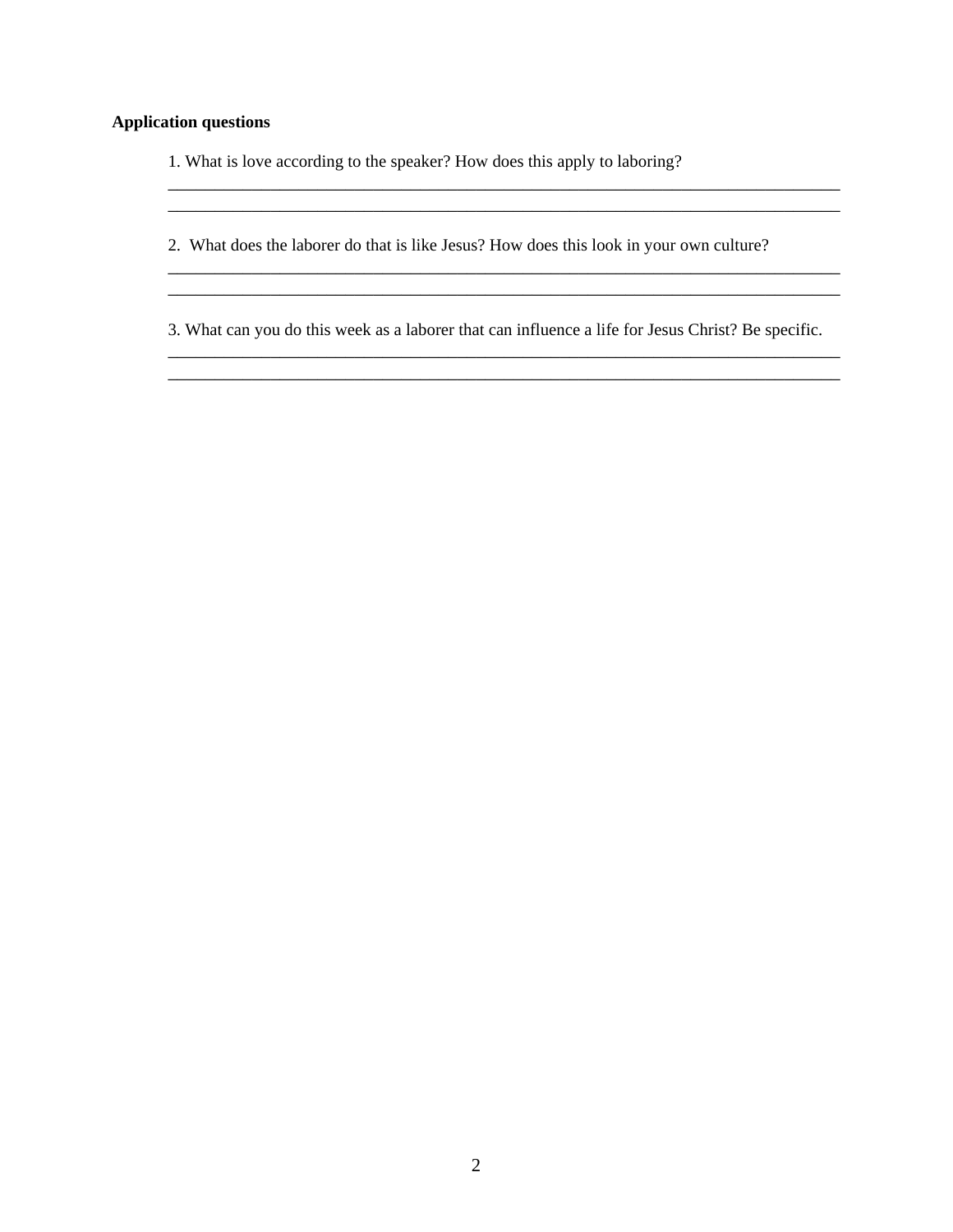**Application questions**

1. What is love according to the speaker? How does this apply to laboring?

_______________________________________________________________________________
_______________________________________________________________________________

2. What does the laborer do that is like Jesus? How does this look in your own culture?

_______________________________________________________________________________
_______________________________________________________________________________

3. What can you do this week as a laborer that can influence a life for Jesus Christ? Be specific.

_______________________________________________________________________________
_______________________________________________________________________________